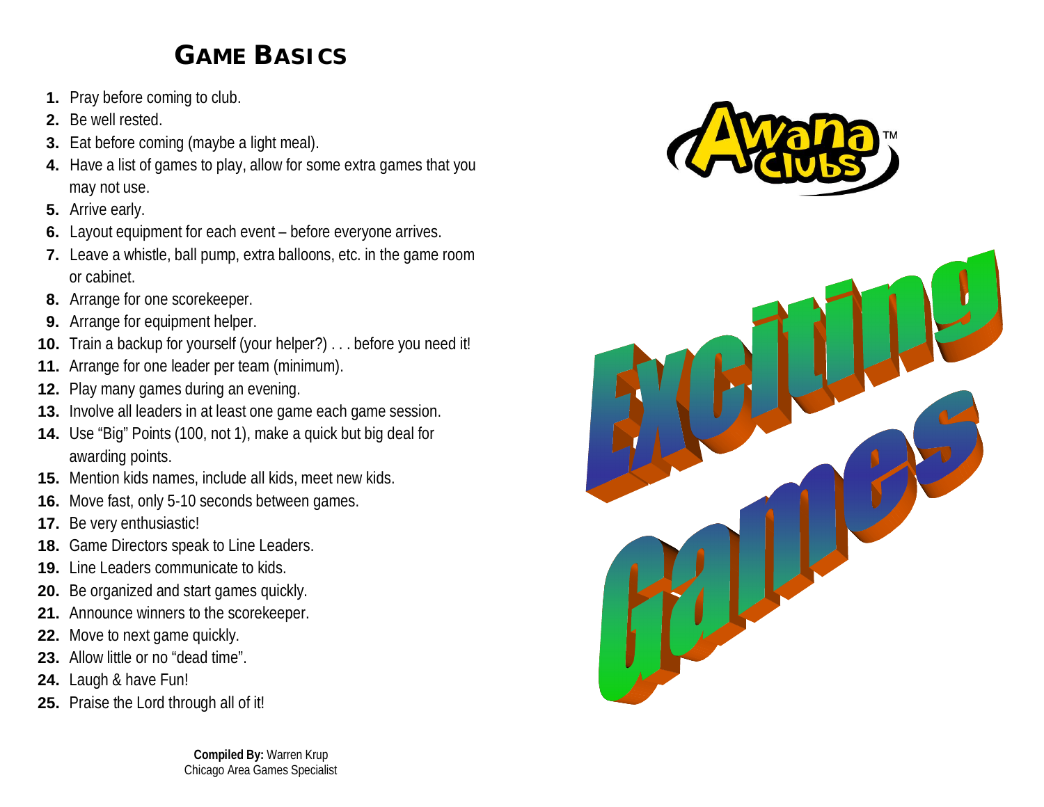# GAME BASICS

1. Pray before coming to club.
2. Be well rested.
3. Eat before coming (maybe a light meal).
4. Have a list of games to play, allow for some extra games that you may not use.
5. Arrive early.
6. Layout equipment for each event – before everyone arrives.
7. Leave a whistle, ball pump, extra balloons, etc. in the game room or cabinet.
8. Arrange for one scorekeeper.
9. Arrange for equipment helper.
10. Train a backup for yourself (your helper?) . . . before you need it!
11. Arrange for one leader per team (minimum).
12. Play many games during an evening.
13. Involve all leaders in at least one game each game session.
14. Use "Big" Points (100, not 1), make a quick but big deal for awarding points.
15. Mention kids names, include all kids, meet new kids.
16. Move fast, only 5-10 seconds between games.
17. Be very enthusiastic!
18. Game Directors speak to Line Leaders.
19. Line Leaders communicate to kids.
20. Be organized and start games quickly.
21. Announce winners to the scorekeeper.
22. Move to next game quickly.
23. Allow little or no "dead time".
24. Laugh & have Fun!
25. Praise the Lord through all of it!

**Compiled By:** Warren Krup
Chicago Area Games Specialist

Awana Clubs™

# Exciting Games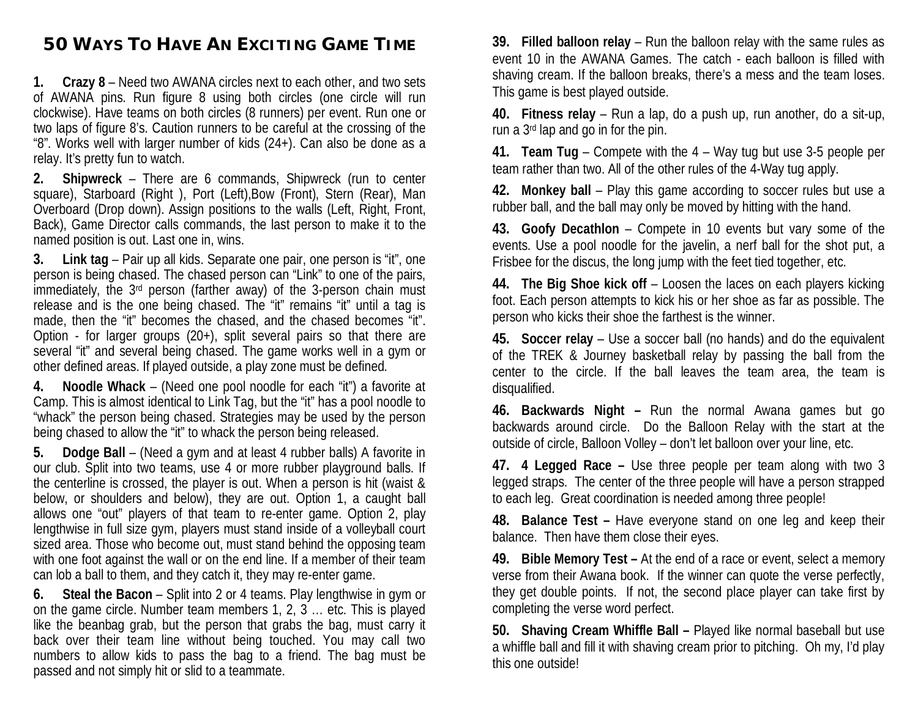# 50 Ways To Have An Exciting Game Time

**1. Crazy 8** – Need two AWANA circles next to each other, and two sets of AWANA pins. Run figure 8 using both circles (one circle will run clockwise). Have teams on both circles (8 runners) per event. Run one or two laps of figure 8's. Caution runners to be careful at the crossing of the "8". Works well with larger number of kids (24+). Can also be done as a relay. It's pretty fun to watch.

**2. Shipwreck** – There are 6 commands, Shipwreck (run to center square), Starboard (Right ), Port (Left),Bow (Front), Stern (Rear), Man Overboard (Drop down). Assign positions to the walls (Left, Right, Front, Back), Game Director calls commands, the last person to make it to the named position is out. Last one in, wins.

**3. Link tag** – Pair up all kids. Separate one pair, one person is "it", one person is being chased. The chased person can "Link" to one of the pairs, immediately, the 3rd person (farther away) of the 3-person chain must release and is the one being chased. The "it" remains "it" until a tag is made, then the "it" becomes the chased, and the chased becomes "it". Option - for larger groups (20+), split several pairs so that there are several "it" and several being chased. The game works well in a gym or other defined areas. If played outside, a play zone must be defined.

**4. Noodle Whack** – (Need one pool noodle for each "it") a favorite at Camp. This is almost identical to Link Tag, but the "it" has a pool noodle to "whack" the person being chased. Strategies may be used by the person being chased to allow the "it" to whack the person being released.

**5. Dodge Ball** – (Need a gym and at least 4 rubber balls) A favorite in our club. Split into two teams, use 4 or more rubber playground balls. If the centerline is crossed, the player is out. When a person is hit (waist & below, or shoulders and below), they are out. Option 1, a caught ball allows one "out" players of that team to re-enter game. Option 2, play lengthwise in full size gym, players must stand inside of a volleyball court sized area. Those who become out, must stand behind the opposing team with one foot against the wall or on the end line. If a member of their team can lob a ball to them, and they catch it, they may re-enter game.

**6. Steal the Bacon** – Split into 2 or 4 teams. Play lengthwise in gym or on the game circle. Number team members 1, 2, 3 … etc. This is played like the beanbag grab, but the person that grabs the bag, must carry it back over their team line without being touched. You may call two numbers to allow kids to pass the bag to a friend. The bag must be passed and not simply hit or slid to a teammate.

**39. Filled balloon relay** – Run the balloon relay with the same rules as event 10 in the AWANA Games. The catch - each balloon is filled with shaving cream. If the balloon breaks, there's a mess and the team loses. This game is best played outside.

**40. Fitness relay** – Run a lap, do a push up, run another, do a sit-up, run a 3rd lap and go in for the pin.

**41. Team Tug** – Compete with the 4 – Way tug but use 3-5 people per team rather than two. All of the other rules of the 4-Way tug apply.

**42. Monkey ball** – Play this game according to soccer rules but use a rubber ball, and the ball may only be moved by hitting with the hand.

**43. Goofy Decathlon** – Compete in 10 events but vary some of the events. Use a pool noodle for the javelin, a nerf ball for the shot put, a Frisbee for the discus, the long jump with the feet tied together, etc.

**44. The Big Shoe kick off** – Loosen the laces on each players kicking foot. Each person attempts to kick his or her shoe as far as possible. The person who kicks their shoe the farthest is the winner.

**45. Soccer relay** – Use a soccer ball (no hands) and do the equivalent of the TREK & Journey basketball relay by passing the ball from the center to the circle. If the ball leaves the team area, the team is disqualified.

**46. Backwards Night –** Run the normal Awana games but go backwards around circle. Do the Balloon Relay with the start at the outside of circle, Balloon Volley – don't let balloon over your line, etc.

**47. 4 Legged Race –** Use three people per team along with two 3 legged straps. The center of the three people will have a person strapped to each leg. Great coordination is needed among three people!

**48. Balance Test –** Have everyone stand on one leg and keep their balance. Then have them close their eyes.

**49. Bible Memory Test –** At the end of a race or event, select a memory verse from their Awana book. If the winner can quote the verse perfectly, they get double points. If not, the second place player can take first by completing the verse word perfect.

**50. Shaving Cream Whiffle Ball –** Played like normal baseball but use a whiffle ball and fill it with shaving cream prior to pitching. Oh my, I'd play this one outside!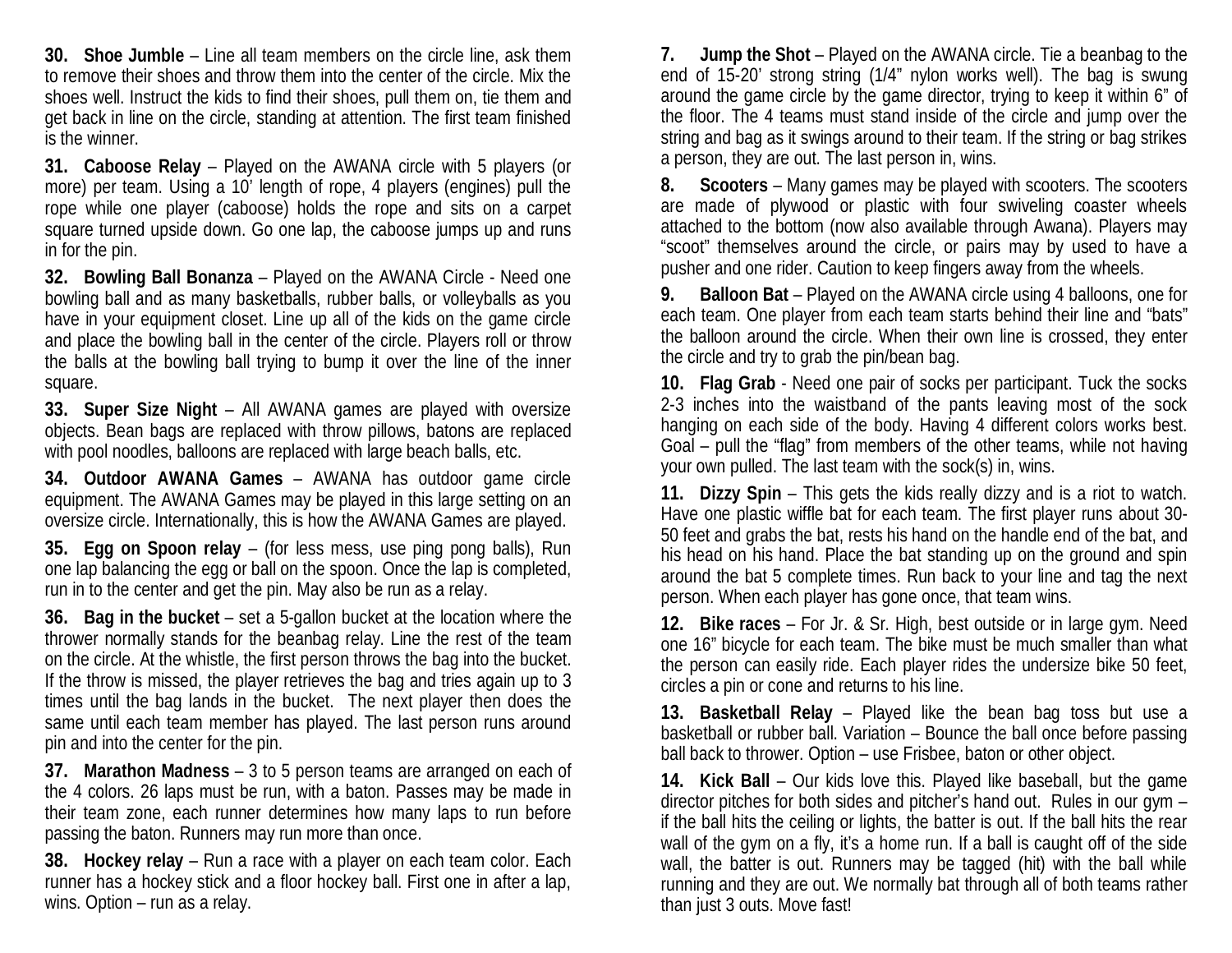**30. Shoe Jumble** – Line all team members on the circle line, ask them to remove their shoes and throw them into the center of the circle. Mix the shoes well. Instruct the kids to find their shoes, pull them on, tie them and get back in line on the circle, standing at attention. The first team finished is the winner.

**31. Caboose Relay** – Played on the AWANA circle with 5 players (or more) per team. Using a 10' length of rope, 4 players (engines) pull the rope while one player (caboose) holds the rope and sits on a carpet square turned upside down. Go one lap, the caboose jumps up and runs in for the pin.

**32. Bowling Ball Bonanza** – Played on the AWANA Circle - Need one bowling ball and as many basketballs, rubber balls, or volleyballs as you have in your equipment closet. Line up all of the kids on the game circle and place the bowling ball in the center of the circle. Players roll or throw the balls at the bowling ball trying to bump it over the line of the inner square.

**33. Super Size Night** – All AWANA games are played with oversize objects. Bean bags are replaced with throw pillows, batons are replaced with pool noodles, balloons are replaced with large beach balls, etc.

**34. Outdoor AWANA Games** – AWANA has outdoor game circle equipment. The AWANA Games may be played in this large setting on an oversize circle. Internationally, this is how the AWANA Games are played.

**35. Egg on Spoon relay** – (for less mess, use ping pong balls), Run one lap balancing the egg or ball on the spoon. Once the lap is completed, run in to the center and get the pin. May also be run as a relay.

**36. Bag in the bucket** – set a 5-gallon bucket at the location where the thrower normally stands for the beanbag relay. Line the rest of the team on the circle. At the whistle, the first person throws the bag into the bucket. If the throw is missed, the player retrieves the bag and tries again up to 3 times until the bag lands in the bucket. The next player then does the same until each team member has played. The last person runs around pin and into the center for the pin.

**37. Marathon Madness** – 3 to 5 person teams are arranged on each of the 4 colors. 26 laps must be run, with a baton. Passes may be made in their team zone, each runner determines how many laps to run before passing the baton. Runners may run more than once.

**38. Hockey relay** – Run a race with a player on each team color. Each runner has a hockey stick and a floor hockey ball. First one in after a lap, wins. Option – run as a relay.

**7. Jump the Shot** – Played on the AWANA circle. Tie a beanbag to the end of 15-20' strong string (1/4" nylon works well). The bag is swung around the game circle by the game director, trying to keep it within 6" of the floor. The 4 teams must stand inside of the circle and jump over the string and bag as it swings around to their team. If the string or bag strikes a person, they are out. The last person in, wins.

**8. Scooters** – Many games may be played with scooters. The scooters are made of plywood or plastic with four swiveling coaster wheels attached to the bottom (now also available through Awana). Players may "scoot" themselves around the circle, or pairs may by used to have a pusher and one rider. Caution to keep fingers away from the wheels.

**9. Balloon Bat** – Played on the AWANA circle using 4 balloons, one for each team. One player from each team starts behind their line and "bats" the balloon around the circle. When their own line is crossed, they enter the circle and try to grab the pin/bean bag.

**10. Flag Grab** - Need one pair of socks per participant. Tuck the socks 2-3 inches into the waistband of the pants leaving most of the sock hanging on each side of the body. Having 4 different colors works best. Goal – pull the "flag" from members of the other teams, while not having your own pulled. The last team with the sock(s) in, wins.

**11. Dizzy Spin** – This gets the kids really dizzy and is a riot to watch. Have one plastic wiffle bat for each team. The first player runs about 30-50 feet and grabs the bat, rests his hand on the handle end of the bat, and his head on his hand. Place the bat standing up on the ground and spin around the bat 5 complete times. Run back to your line and tag the next person. When each player has gone once, that team wins.

**12. Bike races** – For Jr. & Sr. High, best outside or in large gym. Need one 16" bicycle for each team. The bike must be much smaller than what the person can easily ride. Each player rides the undersize bike 50 feet, circles a pin or cone and returns to his line.

**13. Basketball Relay** – Played like the bean bag toss but use a basketball or rubber ball. Variation – Bounce the ball once before passing ball back to thrower. Option – use Frisbee, baton or other object.

**14. Kick Ball** – Our kids love this. Played like baseball, but the game director pitches for both sides and pitcher's hand out. Rules in our gym – if the ball hits the ceiling or lights, the batter is out. If the ball hits the rear wall of the gym on a fly, it's a home run. If a ball is caught off of the side wall, the batter is out. Runners may be tagged (hit) with the ball while running and they are out. We normally bat through all of both teams rather than just 3 outs. Move fast!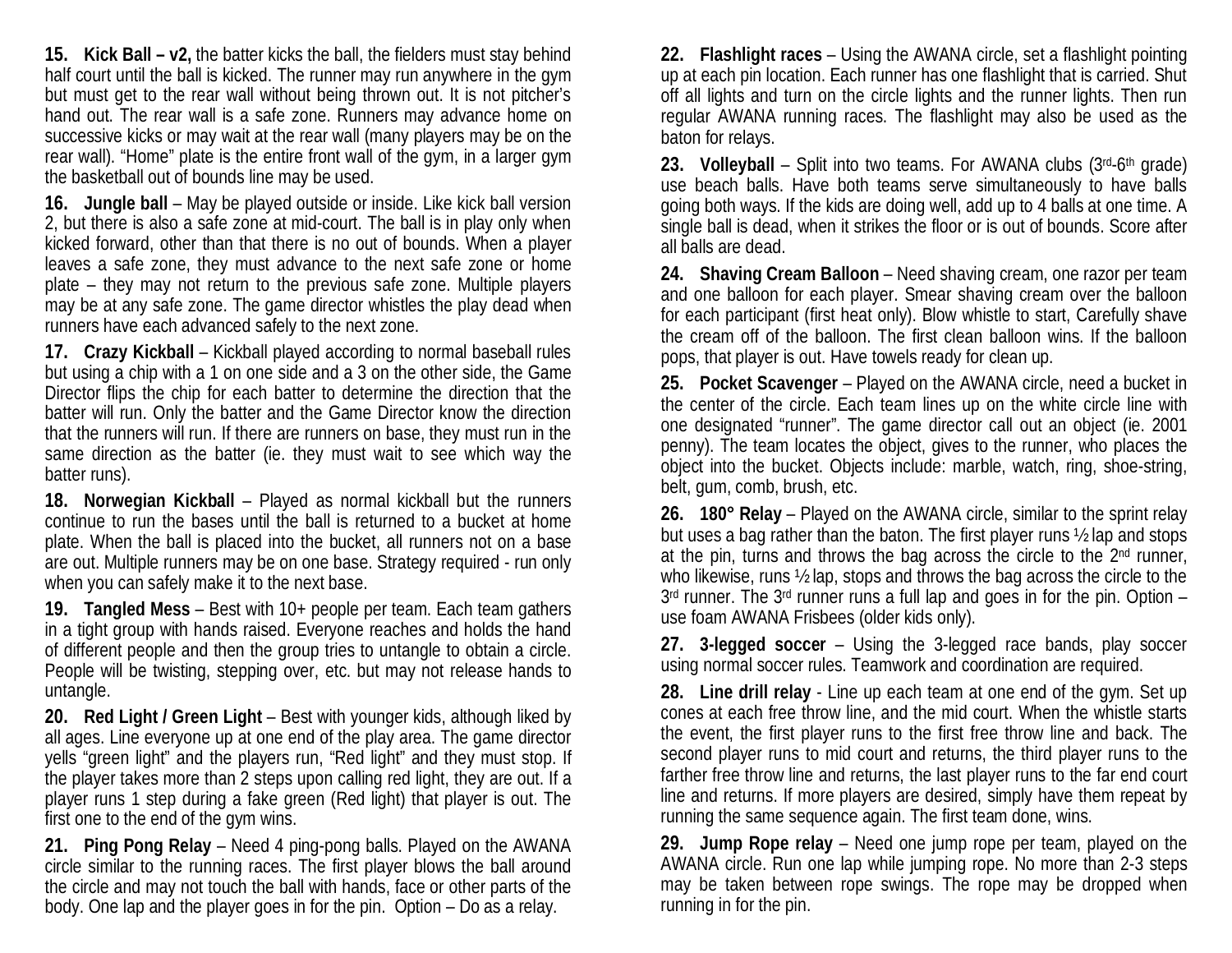**15. Kick Ball – v2,** the batter kicks the ball, the fielders must stay behind half court until the ball is kicked. The runner may run anywhere in the gym but must get to the rear wall without being thrown out. It is not pitcher's hand out. The rear wall is a safe zone. Runners may advance home on successive kicks or may wait at the rear wall (many players may be on the rear wall). "Home" plate is the entire front wall of the gym, in a larger gym the basketball out of bounds line may be used.

**16. Jungle ball** – May be played outside or inside. Like kick ball version 2, but there is also a safe zone at mid-court. The ball is in play only when kicked forward, other than that there is no out of bounds. When a player leaves a safe zone, they must advance to the next safe zone or home plate – they may not return to the previous safe zone. Multiple players may be at any safe zone. The game director whistles the play dead when runners have each advanced safely to the next zone.

**17. Crazy Kickball** – Kickball played according to normal baseball rules but using a chip with a 1 on one side and a 3 on the other side, the Game Director flips the chip for each batter to determine the direction that the batter will run. Only the batter and the Game Director know the direction that the runners will run. If there are runners on base, they must run in the same direction as the batter (ie. they must wait to see which way the batter runs).

**18. Norwegian Kickball** – Played as normal kickball but the runners continue to run the bases until the ball is returned to a bucket at home plate. When the ball is placed into the bucket, all runners not on a base are out. Multiple runners may be on one base. Strategy required - run only when you can safely make it to the next base.

**19. Tangled Mess** – Best with 10+ people per team. Each team gathers in a tight group with hands raised. Everyone reaches and holds the hand of different people and then the group tries to untangle to obtain a circle. People will be twisting, stepping over, etc. but may not release hands to untangle.

**20. Red Light / Green Light** – Best with younger kids, although liked by all ages. Line everyone up at one end of the play area. The game director yells "green light" and the players run, "Red light" and they must stop. If the player takes more than 2 steps upon calling red light, they are out. If a player runs 1 step during a fake green (Red light) that player is out. The first one to the end of the gym wins.

**21. Ping Pong Relay** – Need 4 ping-pong balls. Played on the AWANA circle similar to the running races. The first player blows the ball around the circle and may not touch the ball with hands, face or other parts of the body. One lap and the player goes in for the pin. Option – Do as a relay.

**22. Flashlight races** – Using the AWANA circle, set a flashlight pointing up at each pin location. Each runner has one flashlight that is carried. Shut off all lights and turn on the circle lights and the runner lights. Then run regular AWANA running races. The flashlight may also be used as the baton for relays.

**23. Volleyball** – Split into two teams. For AWANA clubs (3rd-6th grade) use beach balls. Have both teams serve simultaneously to have balls going both ways. If the kids are doing well, add up to 4 balls at one time. A single ball is dead, when it strikes the floor or is out of bounds. Score after all balls are dead.

**24. Shaving Cream Balloon** – Need shaving cream, one razor per team and one balloon for each player. Smear shaving cream over the balloon for each participant (first heat only). Blow whistle to start, Carefully shave the cream off of the balloon. The first clean balloon wins. If the balloon pops, that player is out. Have towels ready for clean up.

**25. Pocket Scavenger** – Played on the AWANA circle, need a bucket in the center of the circle. Each team lines up on the white circle line with one designated "runner". The game director call out an object (ie. 2001 penny). The team locates the object, gives to the runner, who places the object into the bucket. Objects include: marble, watch, ring, shoe-string, belt, gum, comb, brush, etc.

**26. 180° Relay** – Played on the AWANA circle, similar to the sprint relay but uses a bag rather than the baton. The first player runs ½ lap and stops at the pin, turns and throws the bag across the circle to the 2nd runner, who likewise, runs ½ lap, stops and throws the bag across the circle to the 3rd runner. The 3rd runner runs a full lap and goes in for the pin. Option – use foam AWANA Frisbees (older kids only).

**27. 3-legged soccer** – Using the 3-legged race bands, play soccer using normal soccer rules. Teamwork and coordination are required.

**28. Line drill relay** - Line up each team at one end of the gym. Set up cones at each free throw line, and the mid court. When the whistle starts the event, the first player runs to the first free throw line and back. The second player runs to mid court and returns, the third player runs to the farther free throw line and returns, the last player runs to the far end court line and returns. If more players are desired, simply have them repeat by running the same sequence again. The first team done, wins.

**29. Jump Rope relay** – Need one jump rope per team, played on the AWANA circle. Run one lap while jumping rope. No more than 2-3 steps may be taken between rope swings. The rope may be dropped when running in for the pin.